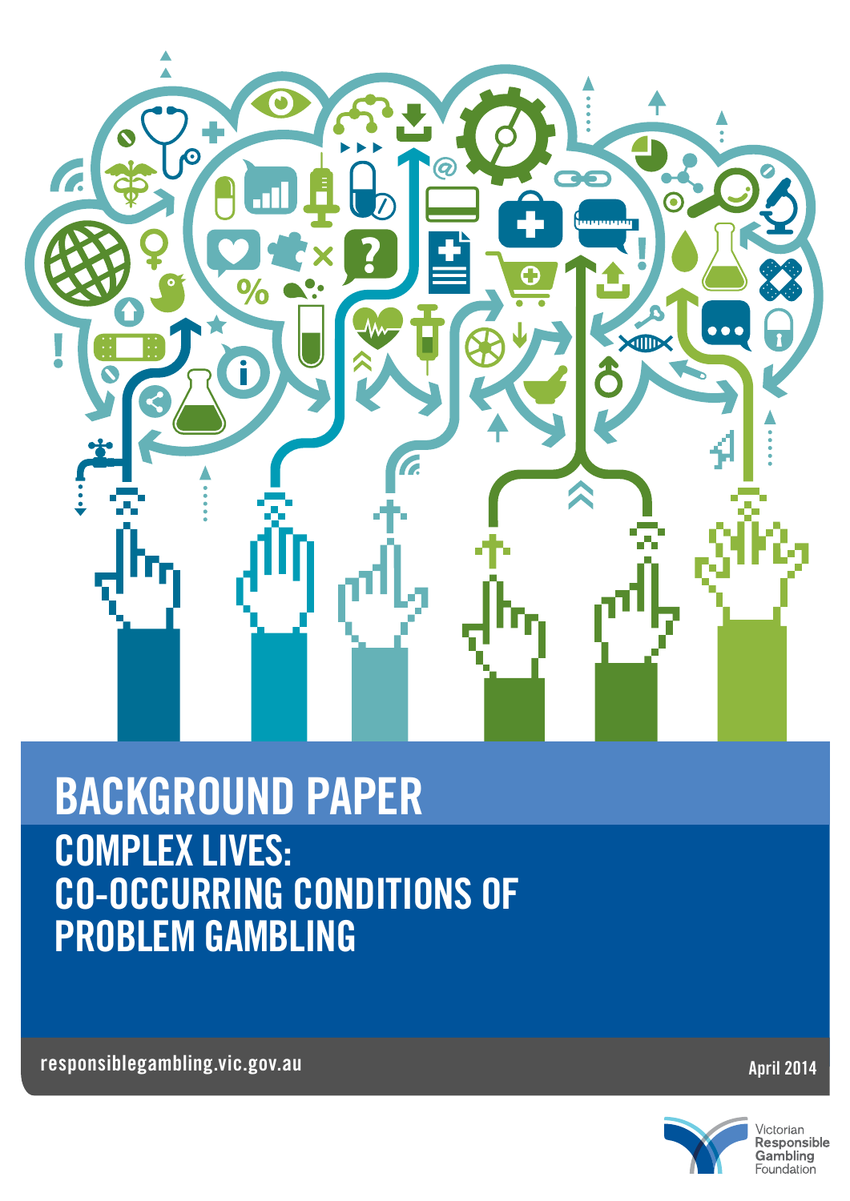# BACKGROUND PAPER

## COMPLEX LIVES: CO-OCCURRING CONDITIONS OF PROBLEM GAMBLING

responsiblegambling.vic.gov.au

April 2014

Victorian Responsible Gambling Foundation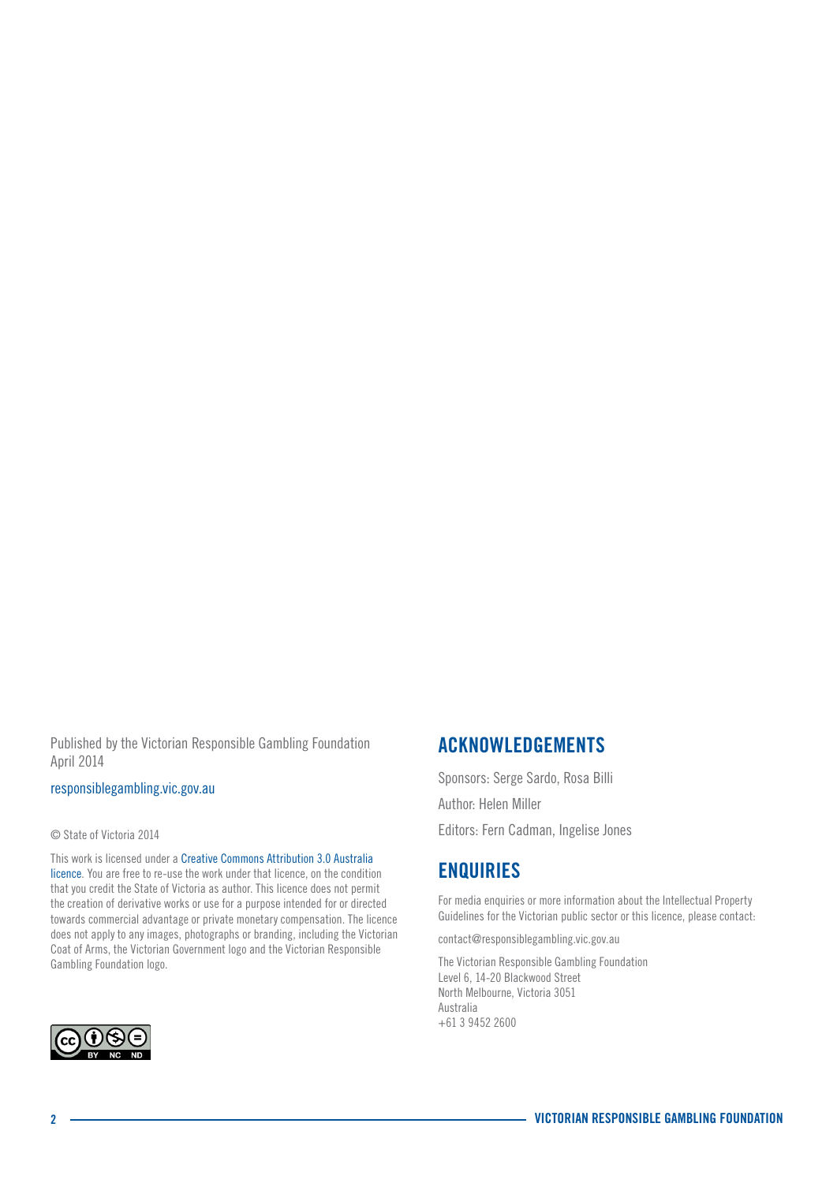Published by the Victorian Responsible Gambling Foundation
April 2014

responsiblegambling.vic.gov.au

© State of Victoria 2014

This work is licensed under a Creative Commons Attribution 3.0 Australia licence. You are free to re-use the work under that licence, on the condition that you credit the State of Victoria as author. This licence does not permit the creation of derivative works or use for a purpose intended for or directed towards commercial advantage or private monetary compensation. The licence does not apply to any images, photographs or branding, including the Victorian Coat of Arms, the Victorian Government logo and the Victorian Responsible Gambling Foundation logo.

## ACKNOWLEDGEMENTS

Sponsors: Serge Sardo, Rosa Billi

Author: Helen Miller

Editors: Fern Cadman, Ingelise Jones

## ENQUIRIES

For media enquiries or more information about the Intellectual Property Guidelines for the Victorian public sector or this licence, please contact:

contact@responsiblegambling.vic.gov.au

The Victorian Responsible Gambling Foundation
Level 6, 14-20 Blackwood Street
North Melbourne, Victoria 3051
Australia
+61 3 9452 2600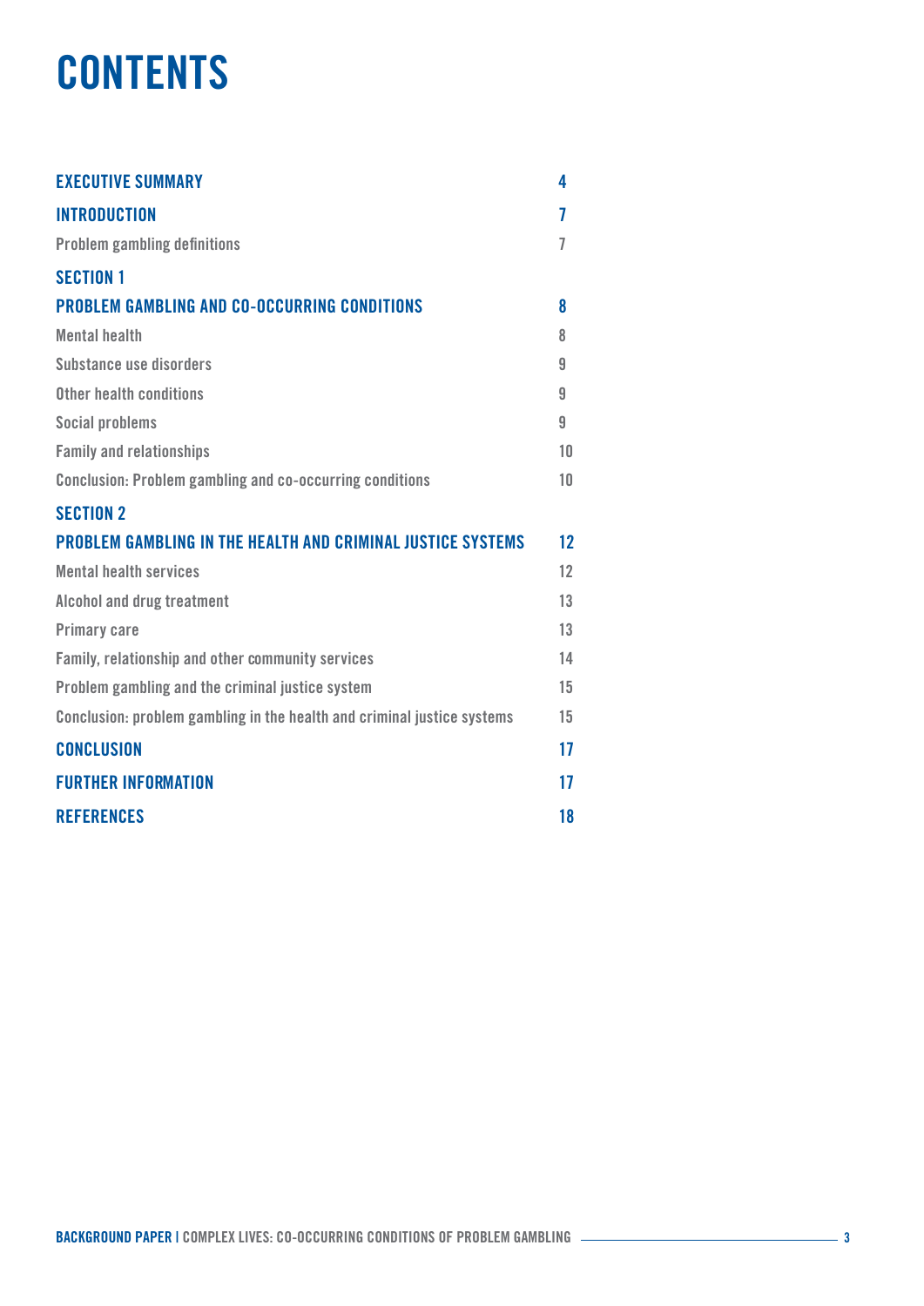# CONTENTS

| | |
|---|---|
| **EXECUTIVE SUMMARY** | **4** |
| **INTRODUCTION** | **7** |
| Problem gambling definitions | 7 |
| **SECTION 1** | |
| **PROBLEM GAMBLING AND CO-OCCURRING CONDITIONS** | **8** |
| Mental health | 8 |
| Substance use disorders | 9 |
| Other health conditions | 9 |
| Social problems | 9 |
| Family and relationships | 10 |
| Conclusion: Problem gambling and co-occurring conditions | 10 |
| **SECTION 2** | |
| **PROBLEM GAMBLING IN THE HEALTH AND CRIMINAL JUSTICE SYSTEMS** | **12** |
| Mental health services | 12 |
| Alcohol and drug treatment | 13 |
| Primary care | 13 |
| Family, relationship and other community services | 14 |
| Problem gambling and the criminal justice system | 15 |
| Conclusion: problem gambling in the health and criminal justice systems | 15 |
| **CONCLUSION** | **17** |
| **FURTHER INFORMATION** | **17** |
| **REFERENCES** | **18** |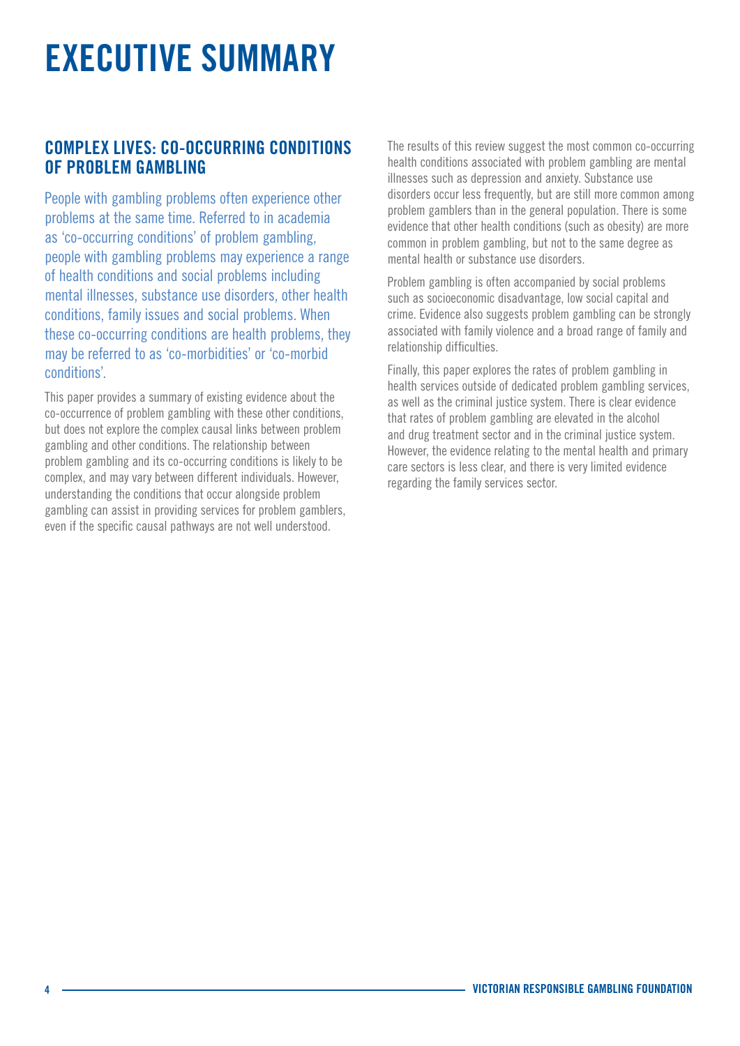# EXECUTIVE SUMMARY

## COMPLEX LIVES: CO-OCCURRING CONDITIONS OF PROBLEM GAMBLING

People with gambling problems often experience other problems at the same time. Referred to in academia as 'co-occurring conditions' of problem gambling, people with gambling problems may experience a range of health conditions and social problems including mental illnesses, substance use disorders, other health conditions, family issues and social problems. When these co-occurring conditions are health problems, they may be referred to as 'co-morbidities' or 'co-morbid conditions'.

This paper provides a summary of existing evidence about the co-occurrence of problem gambling with these other conditions, but does not explore the complex causal links between problem gambling and other conditions. The relationship between problem gambling and its co-occurring conditions is likely to be complex, and may vary between different individuals. However, understanding the conditions that occur alongside problem gambling can assist in providing services for problem gamblers, even if the specific causal pathways are not well understood.

The results of this review suggest the most common co-occurring health conditions associated with problem gambling are mental illnesses such as depression and anxiety. Substance use disorders occur less frequently, but are still more common among problem gamblers than in the general population. There is some evidence that other health conditions (such as obesity) are more common in problem gambling, but not to the same degree as mental health or substance use disorders.

Problem gambling is often accompanied by social problems such as socioeconomic disadvantage, low social capital and crime. Evidence also suggests problem gambling can be strongly associated with family violence and a broad range of family and relationship difficulties.

Finally, this paper explores the rates of problem gambling in health services outside of dedicated problem gambling services, as well as the criminal justice system. There is clear evidence that rates of problem gambling are elevated in the alcohol and drug treatment sector and in the criminal justice system. However, the evidence relating to the mental health and primary care sectors is less clear, and there is very limited evidence regarding the family services sector.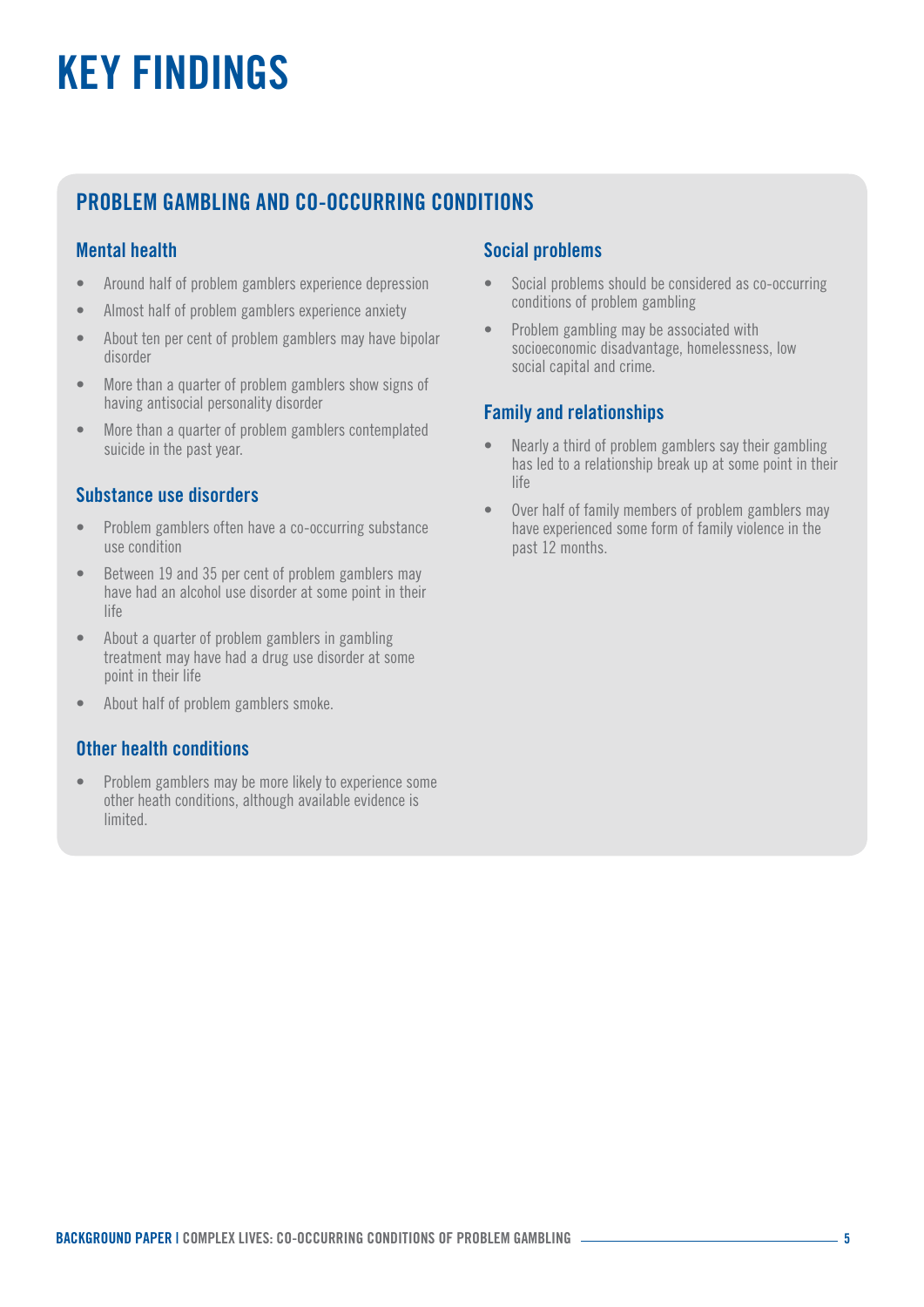# KEY FINDINGS

## PROBLEM GAMBLING AND CO-OCCURRING CONDITIONS

### Mental health

- Around half of problem gamblers experience depression
- Almost half of problem gamblers experience anxiety
- About ten per cent of problem gamblers may have bipolar disorder
- More than a quarter of problem gamblers show signs of having antisocial personality disorder
- More than a quarter of problem gamblers contemplated suicide in the past year.

### Substance use disorders

- Problem gamblers often have a co-occurring substance use condition
- Between 19 and 35 per cent of problem gamblers may have had an alcohol use disorder at some point in their life
- About a quarter of problem gamblers in gambling treatment may have had a drug use disorder at some point in their life
- About half of problem gamblers smoke.

### Other health conditions

- Problem gamblers may be more likely to experience some other heath conditions, although available evidence is limited.

### Social problems

- Social problems should be considered as co-occurring conditions of problem gambling
- Problem gambling may be associated with socioeconomic disadvantage, homelessness, low social capital and crime.

### Family and relationships

- Nearly a third of problem gamblers say their gambling has led to a relationship break up at some point in their life
- Over half of family members of problem gamblers may have experienced some form of family violence in the past 12 months.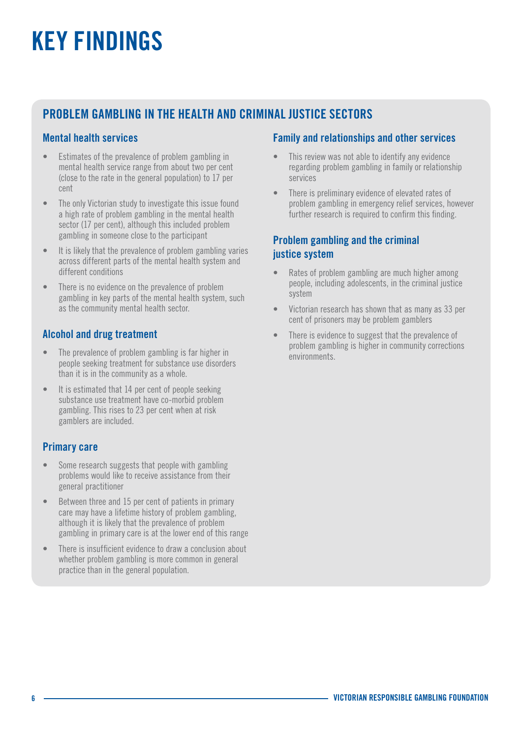# KEY FINDINGS

## PROBLEM GAMBLING IN THE HEALTH AND CRIMINAL JUSTICE SECTORS

### Mental health services

- Estimates of the prevalence of problem gambling in mental health service range from about two per cent (close to the rate in the general population) to 17 per cent
- The only Victorian study to investigate this issue found a high rate of problem gambling in the mental health sector (17 per cent), although this included problem gambling in someone close to the participant
- It is likely that the prevalence of problem gambling varies across different parts of the mental health system and different conditions
- There is no evidence on the prevalence of problem gambling in key parts of the mental health system, such as the community mental health sector.

### Alcohol and drug treatment

- The prevalence of problem gambling is far higher in people seeking treatment for substance use disorders than it is in the community as a whole.
- It is estimated that 14 per cent of people seeking substance use treatment have co-morbid problem gambling. This rises to 23 per cent when at risk gamblers are included.

### Primary care

- Some research suggests that people with gambling problems would like to receive assistance from their general practitioner
- Between three and 15 per cent of patients in primary care may have a lifetime history of problem gambling, although it is likely that the prevalence of problem gambling in primary care is at the lower end of this range
- There is insufficient evidence to draw a conclusion about whether problem gambling is more common in general practice than in the general population.

### Family and relationships and other services

- This review was not able to identify any evidence regarding problem gambling in family or relationship services
- There is preliminary evidence of elevated rates of problem gambling in emergency relief services, however further research is required to confirm this finding.

### Problem gambling and the criminal justice system

- Rates of problem gambling are much higher among people, including adolescents, in the criminal justice system
- Victorian research has shown that as many as 33 per cent of prisoners may be problem gamblers
- There is evidence to suggest that the prevalence of problem gambling is higher in community corrections environments.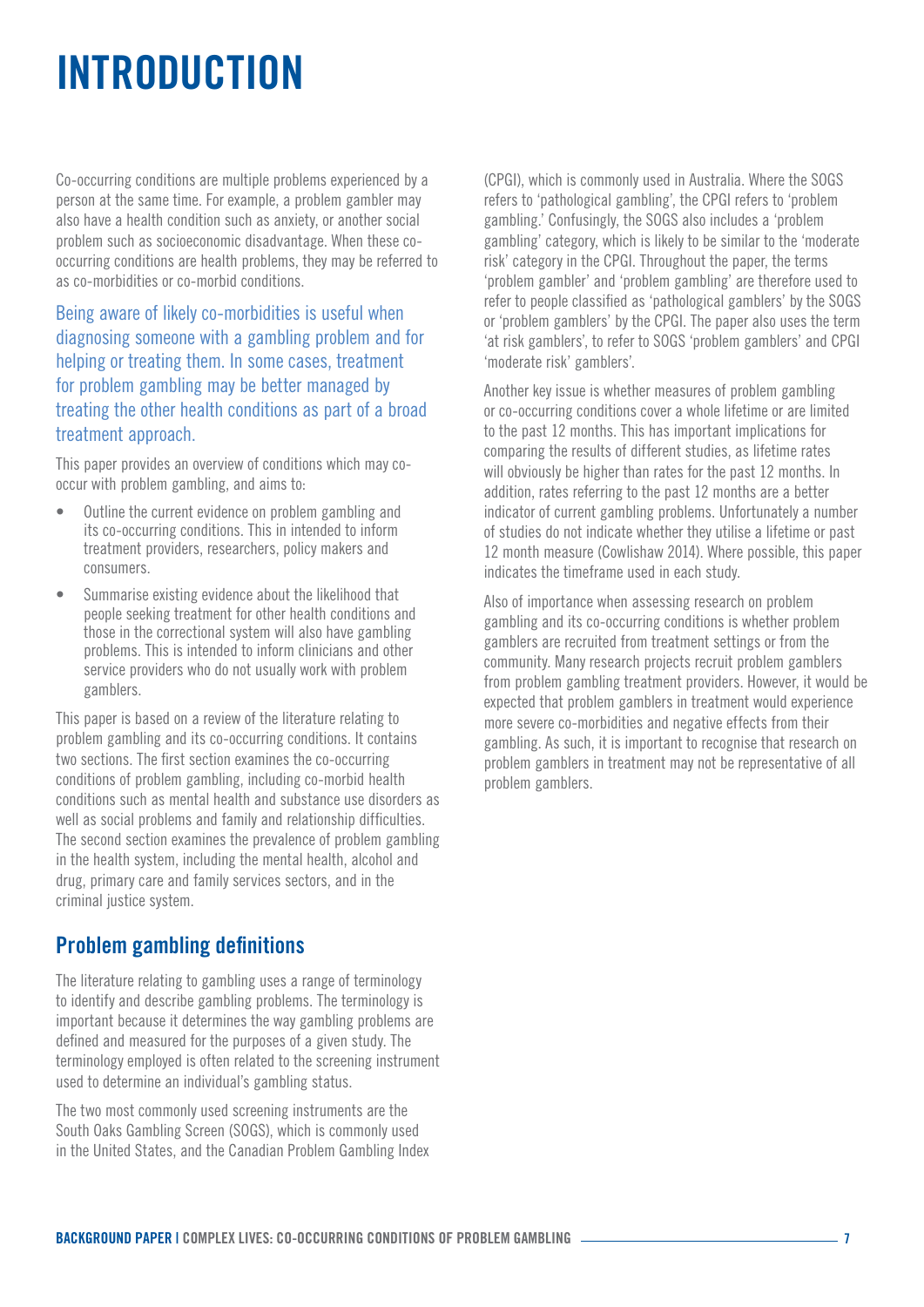# INTRODUCTION

Co-occurring conditions are multiple problems experienced by a person at the same time. For example, a problem gambler may also have a health condition such as anxiety, or another social problem such as socioeconomic disadvantage. When these co-occurring conditions are health problems, they may be referred to as co-morbidities or co-morbid conditions.

Being aware of likely co-morbidities is useful when diagnosing someone with a gambling problem and for helping or treating them. In some cases, treatment for problem gambling may be better managed by treating the other health conditions as part of a broad treatment approach.

This paper provides an overview of conditions which may co-occur with problem gambling, and aims to:

- Outline the current evidence on problem gambling and its co-occurring conditions. This in intended to inform treatment providers, researchers, policy makers and consumers.
- Summarise existing evidence about the likelihood that people seeking treatment for other health conditions and those in the correctional system will also have gambling problems. This is intended to inform clinicians and other service providers who do not usually work with problem gamblers.

This paper is based on a review of the literature relating to problem gambling and its co-occurring conditions. It contains two sections. The first section examines the co-occurring conditions of problem gambling, including co-morbid health conditions such as mental health and substance use disorders as well as social problems and family and relationship difficulties. The second section examines the prevalence of problem gambling in the health system, including the mental health, alcohol and drug, primary care and family services sectors, and in the criminal justice system.

## Problem gambling definitions

The literature relating to gambling uses a range of terminology to identify and describe gambling problems. The terminology is important because it determines the way gambling problems are defined and measured for the purposes of a given study. The terminology employed is often related to the screening instrument used to determine an individual's gambling status.

The two most commonly used screening instruments are the South Oaks Gambling Screen (SOGS), which is commonly used in the United States, and the Canadian Problem Gambling Index (CPGI), which is commonly used in Australia. Where the SOGS refers to 'pathological gambling', the CPGI refers to 'problem gambling.' Confusingly, the SOGS also includes a 'problem gambling' category, which is likely to be similar to the 'moderate risk' category in the CPGI. Throughout the paper, the terms 'problem gambler' and 'problem gambling' are therefore used to refer to people classified as 'pathological gamblers' by the SOGS or 'problem gamblers' by the CPGI. The paper also uses the term 'at risk gamblers', to refer to SOGS 'problem gamblers' and CPGI 'moderate risk' gamblers'.

Another key issue is whether measures of problem gambling or co-occurring conditions cover a whole lifetime or are limited to the past 12 months. This has important implications for comparing the results of different studies, as lifetime rates will obviously be higher than rates for the past 12 months. In addition, rates referring to the past 12 months are a better indicator of current gambling problems. Unfortunately a number of studies do not indicate whether they utilise a lifetime or past 12 month measure (Cowlishaw 2014). Where possible, this paper indicates the timeframe used in each study.

Also of importance when assessing research on problem gambling and its co-occurring conditions is whether problem gamblers are recruited from treatment settings or from the community. Many research projects recruit problem gamblers from problem gambling treatment providers. However, it would be expected that problem gamblers in treatment would experience more severe co-morbidities and negative effects from their gambling. As such, it is important to recognise that research on problem gamblers in treatment may not be representative of all problem gamblers.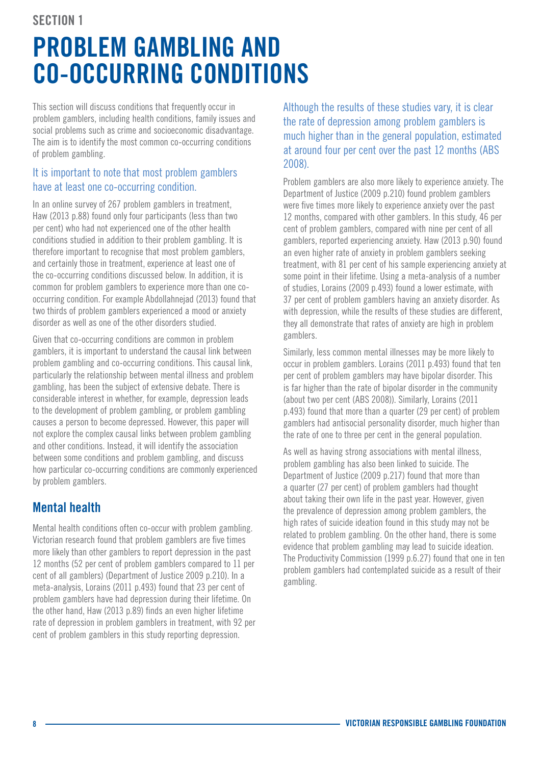SECTION 1

# PROBLEM GAMBLING AND CO-OCCURRING CONDITIONS

This section will discuss conditions that frequently occur in problem gamblers, including health conditions, family issues and social problems such as crime and socioeconomic disadvantage. The aim is to identify the most common co-occurring conditions of problem gambling.

It is important to note that most problem gamblers have at least one co-occurring condition.

In an online survey of 267 problem gamblers in treatment, Haw (2013 p.88) found only four participants (less than two per cent) who had not experienced one of the other health conditions studied in addition to their problem gambling. It is therefore important to recognise that most problem gamblers, and certainly those in treatment, experience at least one of the co-occurring conditions discussed below. In addition, it is common for problem gamblers to experience more than one co-occurring condition. For example Abdollahnejad (2013) found that two thirds of problem gamblers experienced a mood or anxiety disorder as well as one of the other disorders studied.

Given that co-occurring conditions are common in problem gamblers, it is important to understand the causal link between problem gambling and co-occurring conditions. This causal link, particularly the relationship between mental illness and problem gambling, has been the subject of extensive debate. There is considerable interest in whether, for example, depression leads to the development of problem gambling, or problem gambling causes a person to become depressed. However, this paper will not explore the complex causal links between problem gambling and other conditions. Instead, it will identify the association between some conditions and problem gambling, and discuss how particular co-occurring conditions are commonly experienced by problem gamblers.

## Mental health

Mental health conditions often co-occur with problem gambling. Victorian research found that problem gamblers are five times more likely than other gamblers to report depression in the past 12 months (52 per cent of problem gamblers compared to 11 per cent of all gamblers) (Department of Justice 2009 p.210). In a meta-analysis, Lorains (2011 p.493) found that 23 per cent of problem gamblers have had depression during their lifetime. On the other hand, Haw (2013 p.89) finds an even higher lifetime rate of depression in problem gamblers in treatment, with 92 per cent of problem gamblers in this study reporting depression.

Although the results of these studies vary, it is clear the rate of depression among problem gamblers is much higher than in the general population, estimated at around four per cent over the past 12 months (ABS 2008).

Problem gamblers are also more likely to experience anxiety. The Department of Justice (2009 p.210) found problem gamblers were five times more likely to experience anxiety over the past 12 months, compared with other gamblers. In this study, 46 per cent of problem gamblers, compared with nine per cent of all gamblers, reported experiencing anxiety. Haw (2013 p.90) found an even higher rate of anxiety in problem gamblers seeking treatment, with 81 per cent of his sample experiencing anxiety at some point in their lifetime. Using a meta-analysis of a number of studies, Lorains (2009 p.493) found a lower estimate, with 37 per cent of problem gamblers having an anxiety disorder. As with depression, while the results of these studies are different, they all demonstrate that rates of anxiety are high in problem gamblers.

Similarly, less common mental illnesses may be more likely to occur in problem gamblers. Lorains (2011 p.493) found that ten per cent of problem gamblers may have bipolar disorder. This is far higher than the rate of bipolar disorder in the community (about two per cent (ABS 2008)). Similarly, Lorains (2011 p.493) found that more than a quarter (29 per cent) of problem gamblers had antisocial personality disorder, much higher than the rate of one to three per cent in the general population.

As well as having strong associations with mental illness, problem gambling has also been linked to suicide. The Department of Justice (2009 p.217) found that more than a quarter (27 per cent) of problem gamblers had thought about taking their own life in the past year. However, given the prevalence of depression among problem gamblers, the high rates of suicide ideation found in this study may not be related to problem gambling. On the other hand, there is some evidence that problem gambling may lead to suicide ideation. The Productivity Commission (1999 p.6.27) found that one in ten problem gamblers had contemplated suicide as a result of their gambling.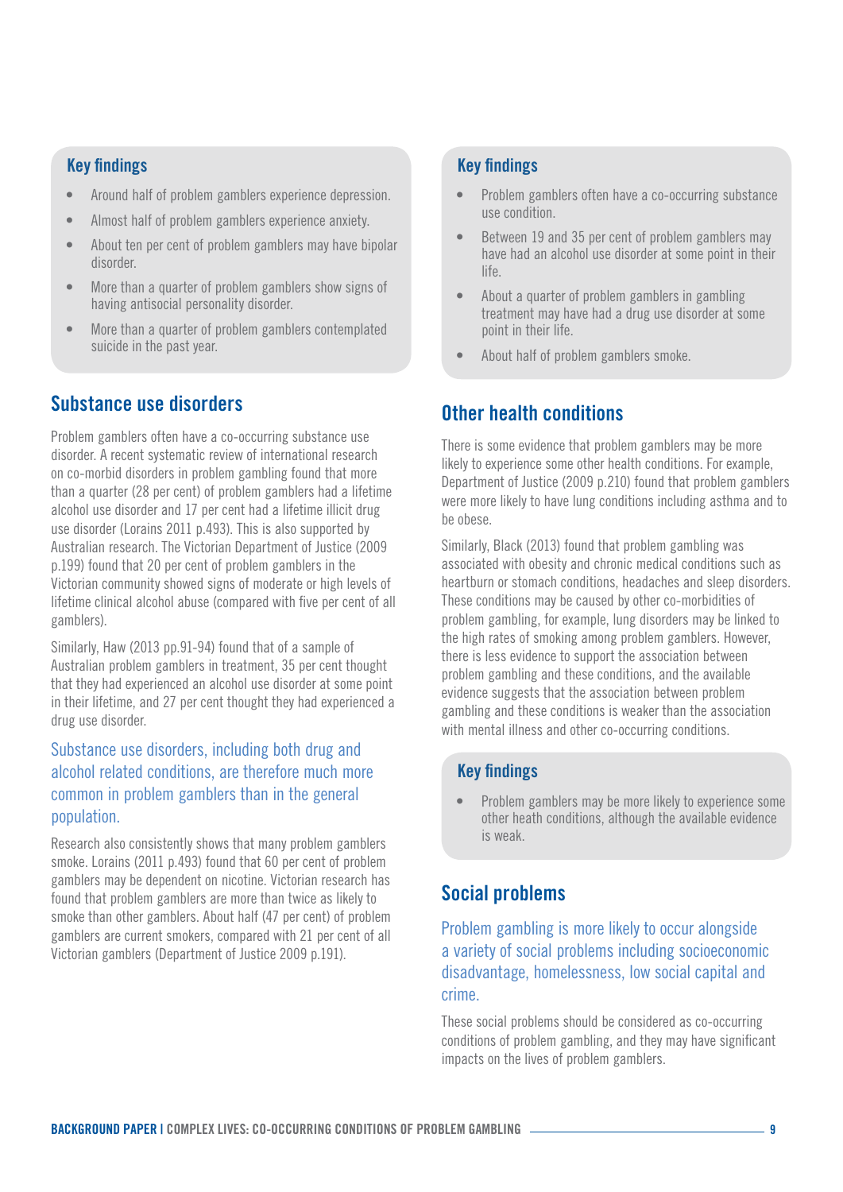### Key findings

- Around half of problem gamblers experience depression.
- Almost half of problem gamblers experience anxiety.
- About ten per cent of problem gamblers may have bipolar disorder.
- More than a quarter of problem gamblers show signs of having antisocial personality disorder.
- More than a quarter of problem gamblers contemplated suicide in the past year.

## Substance use disorders

Problem gamblers often have a co-occurring substance use disorder. A recent systematic review of international research on co-morbid disorders in problem gambling found that more than a quarter (28 per cent) of problem gamblers had a lifetime alcohol use disorder and 17 per cent had a lifetime illicit drug use disorder (Lorains 2011 p.493). This is also supported by Australian research. The Victorian Department of Justice (2009 p.199) found that 20 per cent of problem gamblers in the Victorian community showed signs of moderate or high levels of lifetime clinical alcohol abuse (compared with five per cent of all gamblers).

Similarly, Haw (2013 pp.91-94) found that of a sample of Australian problem gamblers in treatment, 35 per cent thought that they had experienced an alcohol use disorder at some point in their lifetime, and 27 per cent thought they had experienced a drug use disorder.

Substance use disorders, including both drug and alcohol related conditions, are therefore much more common in problem gamblers than in the general population.

Research also consistently shows that many problem gamblers smoke. Lorains (2011 p.493) found that 60 per cent of problem gamblers may be dependent on nicotine. Victorian research has found that problem gamblers are more than twice as likely to smoke than other gamblers. About half (47 per cent) of problem gamblers are current smokers, compared with 21 per cent of all Victorian gamblers (Department of Justice 2009 p.191).

### Key findings

- Problem gamblers often have a co-occurring substance use condition.
- Between 19 and 35 per cent of problem gamblers may have had an alcohol use disorder at some point in their life.
- About a quarter of problem gamblers in gambling treatment may have had a drug use disorder at some point in their life.
- About half of problem gamblers smoke.

## Other health conditions

There is some evidence that problem gamblers may be more likely to experience some other health conditions. For example, Department of Justice (2009 p.210) found that problem gamblers were more likely to have lung conditions including asthma and to be obese.

Similarly, Black (2013) found that problem gambling was associated with obesity and chronic medical conditions such as heartburn or stomach conditions, headaches and sleep disorders. These conditions may be caused by other co-morbidities of problem gambling, for example, lung disorders may be linked to the high rates of smoking among problem gamblers. However, there is less evidence to support the association between problem gambling and these conditions, and the available evidence suggests that the association between problem gambling and these conditions is weaker than the association with mental illness and other co-occurring conditions.

### Key findings

- Problem gamblers may be more likely to experience some other heath conditions, although the available evidence is weak.

## Social problems

Problem gambling is more likely to occur alongside a variety of social problems including socioeconomic disadvantage, homelessness, low social capital and crime.

These social problems should be considered as co-occurring conditions of problem gambling, and they may have significant impacts on the lives of problem gamblers.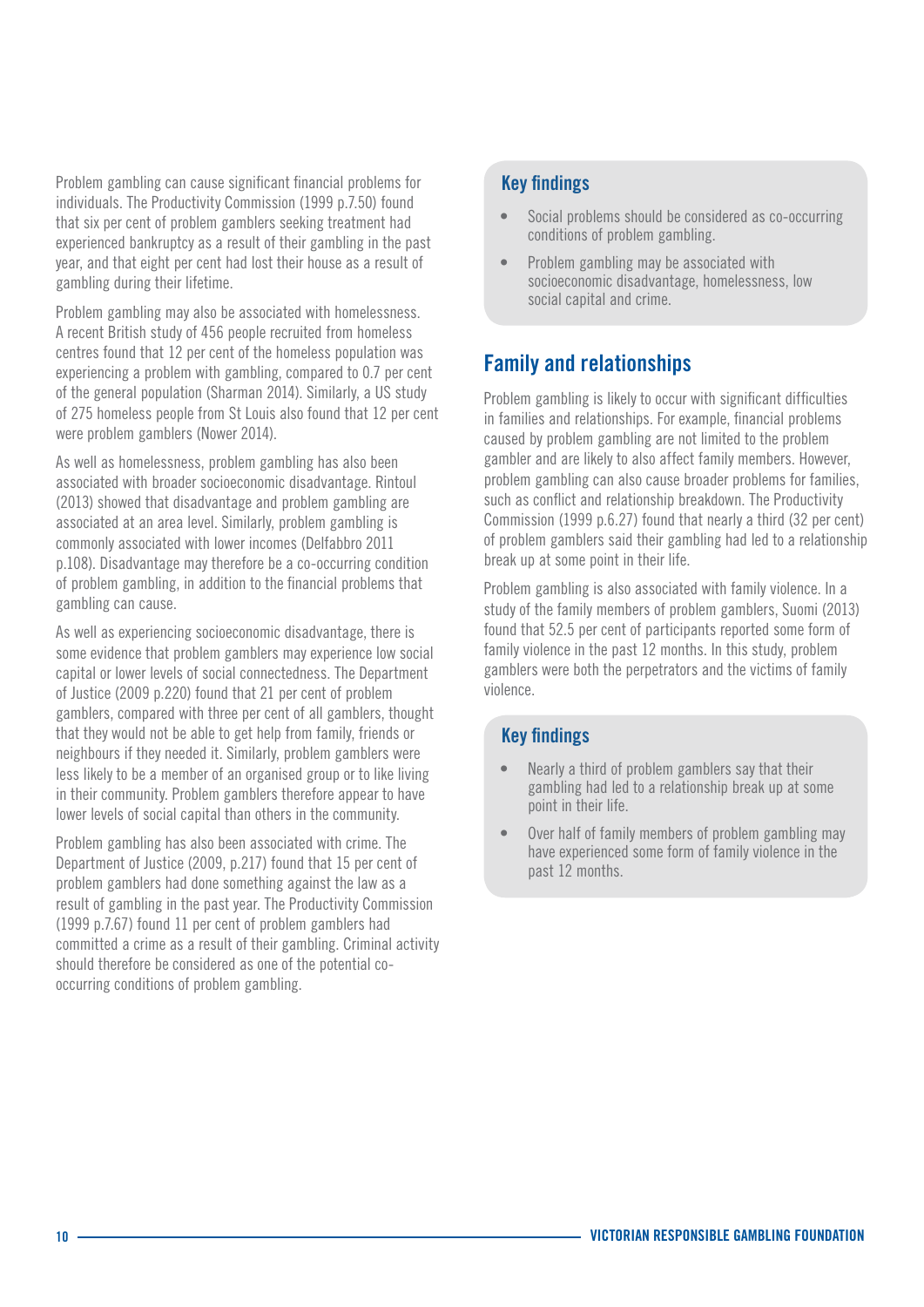Problem gambling can cause significant financial problems for individuals. The Productivity Commission (1999 p.7.50) found that six per cent of problem gamblers seeking treatment had experienced bankruptcy as a result of their gambling in the past year, and that eight per cent had lost their house as a result of gambling during their lifetime.

Problem gambling may also be associated with homelessness. A recent British study of 456 people recruited from homeless centres found that 12 per cent of the homeless population was experiencing a problem with gambling, compared to 0.7 per cent of the general population (Sharman 2014). Similarly, a US study of 275 homeless people from St Louis also found that 12 per cent were problem gamblers (Nower 2014).

As well as homelessness, problem gambling has also been associated with broader socioeconomic disadvantage. Rintoul (2013) showed that disadvantage and problem gambling are associated at an area level. Similarly, problem gambling is commonly associated with lower incomes (Delfabbro 2011 p.108). Disadvantage may therefore be a co-occurring condition of problem gambling, in addition to the financial problems that gambling can cause.

As well as experiencing socioeconomic disadvantage, there is some evidence that problem gamblers may experience low social capital or lower levels of social connectedness. The Department of Justice (2009 p.220) found that 21 per cent of problem gamblers, compared with three per cent of all gamblers, thought that they would not be able to get help from family, friends or neighbours if they needed it. Similarly, problem gamblers were less likely to be a member of an organised group or to like living in their community. Problem gamblers therefore appear to have lower levels of social capital than others in the community.

Problem gambling has also been associated with crime. The Department of Justice (2009, p.217) found that 15 per cent of problem gamblers had done something against the law as a result of gambling in the past year. The Productivity Commission (1999 p.7.67) found 11 per cent of problem gamblers had committed a crime as a result of their gambling. Criminal activity should therefore be considered as one of the potential co-occurring conditions of problem gambling.

### Key findings

- Social problems should be considered as co-occurring conditions of problem gambling.
- Problem gambling may be associated with socioeconomic disadvantage, homelessness, low social capital and crime.

## Family and relationships

Problem gambling is likely to occur with significant difficulties in families and relationships. For example, financial problems caused by problem gambling are not limited to the problem gambler and are likely to also affect family members. However, problem gambling can also cause broader problems for families, such as conflict and relationship breakdown. The Productivity Commission (1999 p.6.27) found that nearly a third (32 per cent) of problem gamblers said their gambling had led to a relationship break up at some point in their life.

Problem gambling is also associated with family violence. In a study of the family members of problem gamblers, Suomi (2013) found that 52.5 per cent of participants reported some form of family violence in the past 12 months. In this study, problem gamblers were both the perpetrators and the victims of family violence.

### Key findings

- Nearly a third of problem gamblers say that their gambling had led to a relationship break up at some point in their life.
- Over half of family members of problem gambling may have experienced some form of family violence in the past 12 months.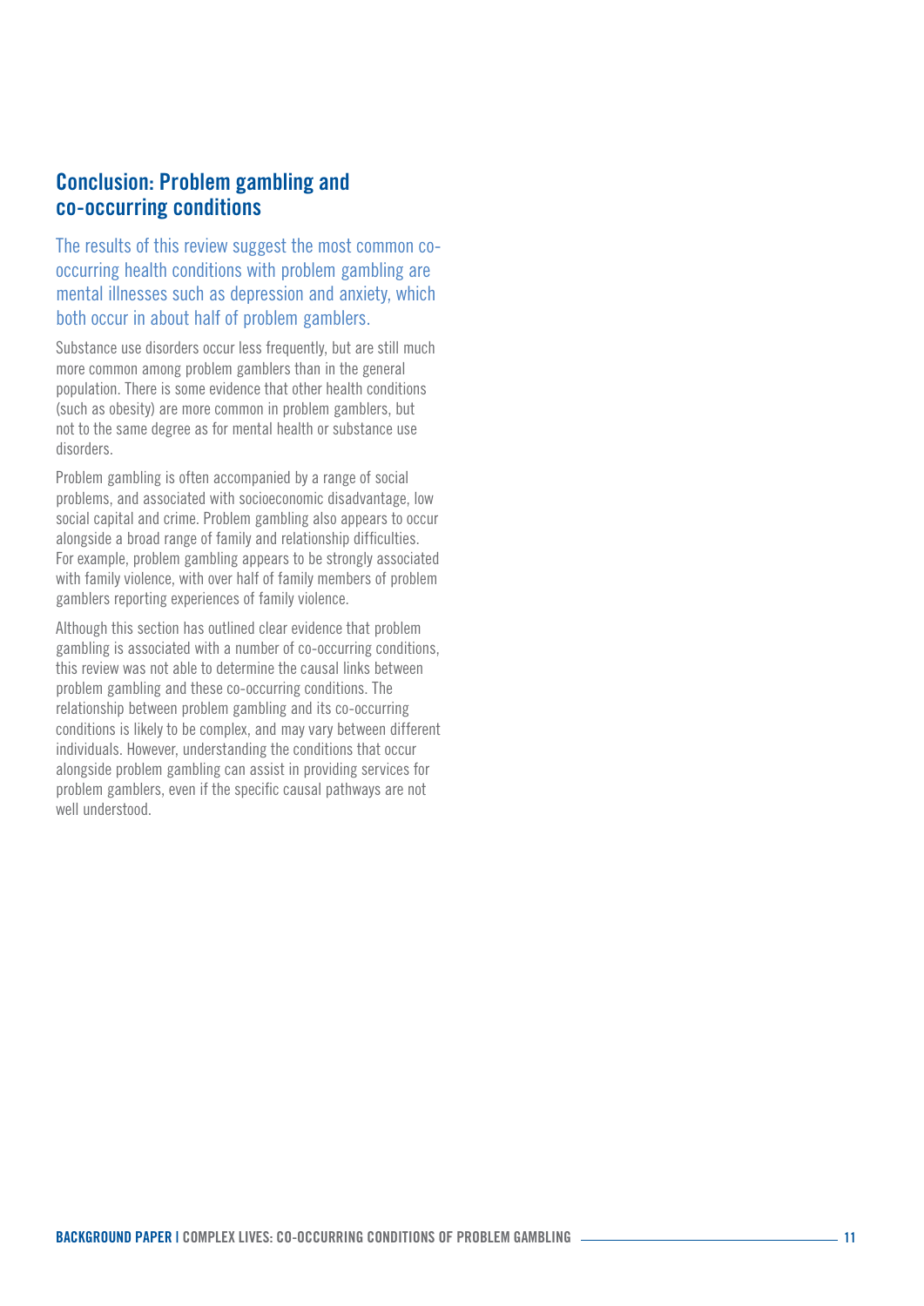## Conclusion: Problem gambling and co-occurring conditions

The results of this review suggest the most common co-occurring health conditions with problem gambling are mental illnesses such as depression and anxiety, which both occur in about half of problem gamblers.

Substance use disorders occur less frequently, but are still much more common among problem gamblers than in the general population. There is some evidence that other health conditions (such as obesity) are more common in problem gamblers, but not to the same degree as for mental health or substance use disorders.

Problem gambling is often accompanied by a range of social problems, and associated with socioeconomic disadvantage, low social capital and crime. Problem gambling also appears to occur alongside a broad range of family and relationship difficulties. For example, problem gambling appears to be strongly associated with family violence, with over half of family members of problem gamblers reporting experiences of family violence.

Although this section has outlined clear evidence that problem gambling is associated with a number of co-occurring conditions, this review was not able to determine the causal links between problem gambling and these co-occurring conditions. The relationship between problem gambling and its co-occurring conditions is likely to be complex, and may vary between different individuals. However, understanding the conditions that occur alongside problem gambling can assist in providing services for problem gamblers, even if the specific causal pathways are not well understood.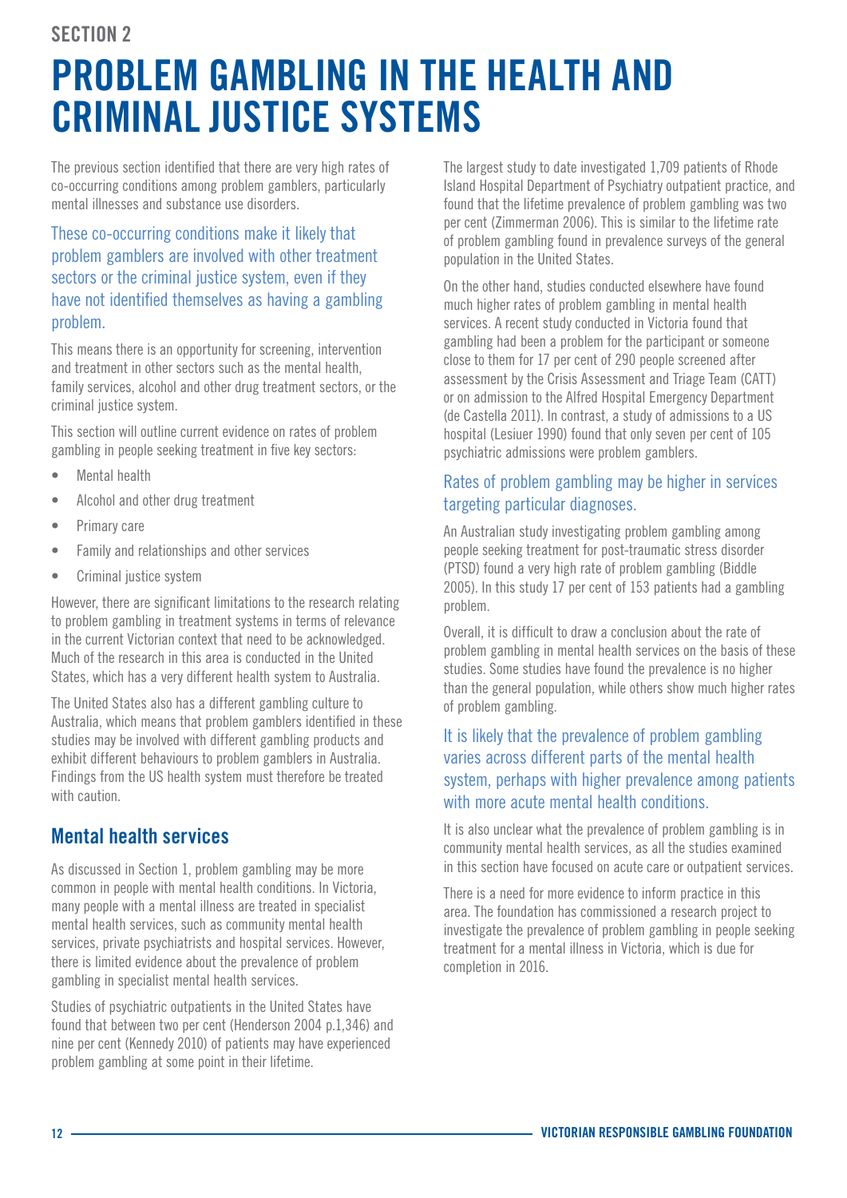SECTION 2

# PROBLEM GAMBLING IN THE HEALTH AND CRIMINAL JUSTICE SYSTEMS

The previous section identified that there are very high rates of co-occurring conditions among problem gamblers, particularly mental illnesses and substance use disorders.

These co-occurring conditions make it likely that problem gamblers are involved with other treatment sectors or the criminal justice system, even if they have not identified themselves as having a gambling problem.

This means there is an opportunity for screening, intervention and treatment in other sectors such as the mental health, family services, alcohol and other drug treatment sectors, or the criminal justice system.

This section will outline current evidence on rates of problem gambling in people seeking treatment in five key sectors:

- Mental health
- Alcohol and other drug treatment
- Primary care
- Family and relationships and other services
- Criminal justice system

However, there are significant limitations to the research relating to problem gambling in treatment systems in terms of relevance in the current Victorian context that need to be acknowledged. Much of the research in this area is conducted in the United States, which has a very different health system to Australia.

The United States also has a different gambling culture to Australia, which means that problem gamblers identified in these studies may be involved with different gambling products and exhibit different behaviours to problem gamblers in Australia. Findings from the US health system must therefore be treated with caution.

## Mental health services

As discussed in Section 1, problem gambling may be more common in people with mental health conditions. In Victoria, many people with a mental illness are treated in specialist mental health services, such as community mental health services, private psychiatrists and hospital services. However, there is limited evidence about the prevalence of problem gambling in specialist mental health services.

Studies of psychiatric outpatients in the United States have found that between two per cent (Henderson 2004 p.1,346) and nine per cent (Kennedy 2010) of patients may have experienced problem gambling at some point in their lifetime.

The largest study to date investigated 1,709 patients of Rhode Island Hospital Department of Psychiatry outpatient practice, and found that the lifetime prevalence of problem gambling was two per cent (Zimmerman 2006). This is similar to the lifetime rate of problem gambling found in prevalence surveys of the general population in the United States.

On the other hand, studies conducted elsewhere have found much higher rates of problem gambling in mental health services. A recent study conducted in Victoria found that gambling had been a problem for the participant or someone close to them for 17 per cent of 290 people screened after assessment by the Crisis Assessment and Triage Team (CATT) or on admission to the Alfred Hospital Emergency Department (de Castella 2011). In contrast, a study of admissions to a US hospital (Lesiuer 1990) found that only seven per cent of 105 psychiatric admissions were problem gamblers.

Rates of problem gambling may be higher in services targeting particular diagnoses.

An Australian study investigating problem gambling among people seeking treatment for post-traumatic stress disorder (PTSD) found a very high rate of problem gambling (Biddle 2005). In this study 17 per cent of 153 patients had a gambling problem.

Overall, it is difficult to draw a conclusion about the rate of problem gambling in mental health services on the basis of these studies. Some studies have found the prevalence is no higher than the general population, while others show much higher rates of problem gambling.

It is likely that the prevalence of problem gambling varies across different parts of the mental health system, perhaps with higher prevalence among patients with more acute mental health conditions.

It is also unclear what the prevalence of problem gambling is in community mental health services, as all the studies examined in this section have focused on acute care or outpatient services.

There is a need for more evidence to inform practice in this area. The foundation has commissioned a research project to investigate the prevalence of problem gambling in people seeking treatment for a mental illness in Victoria, which is due for completion in 2016.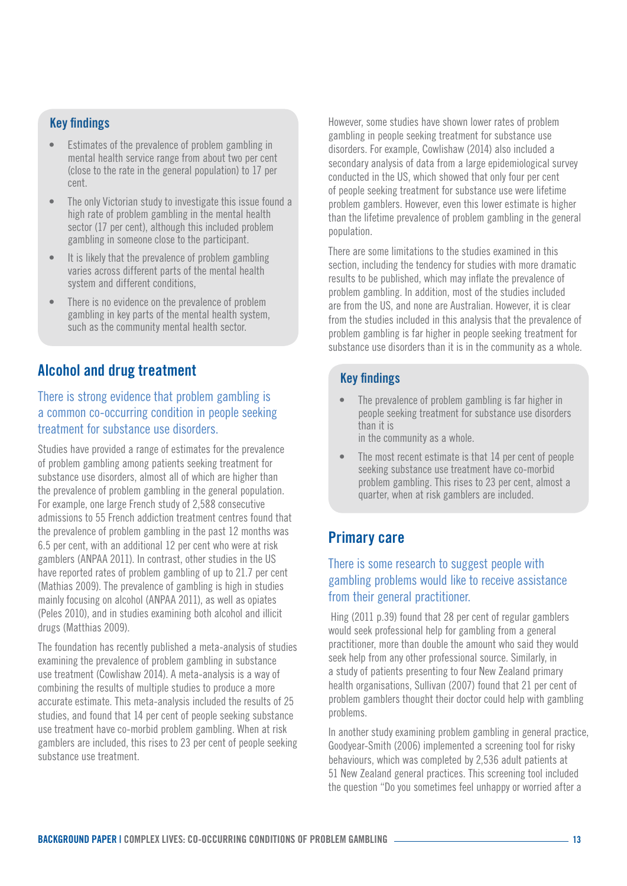### Key findings

- Estimates of the prevalence of problem gambling in mental health service range from about two per cent (close to the rate in the general population) to 17 per cent.
- The only Victorian study to investigate this issue found a high rate of problem gambling in the mental health sector (17 per cent), although this included problem gambling in someone close to the participant.
- It is likely that the prevalence of problem gambling varies across different parts of the mental health system and different conditions.
- There is no evidence on the prevalence of problem gambling in key parts of the mental health system, such as the community mental health sector.

## Alcohol and drug treatment

### There is strong evidence that problem gambling is a common co-occurring condition in people seeking treatment for substance use disorders.

Studies have provided a range of estimates for the prevalence of problem gambling among patients seeking treatment for substance use disorders, almost all of which are higher than the prevalence of problem gambling in the general population. For example, one large French study of 2,588 consecutive admissions to 55 French addiction treatment centres found that the prevalence of problem gambling in the past 12 months was 6.5 per cent, with an additional 12 per cent who were at risk gamblers (ANPAA 2011). In contrast, other studies in the US have reported rates of problem gambling of up to 21.7 per cent (Mathias 2009). The prevalence of gambling is high in studies mainly focusing on alcohol (ANPAA 2011), as well as opiates (Peles 2010), and in studies examining both alcohol and illicit drugs (Matthias 2009).

The foundation has recently published a meta-analysis of studies examining the prevalence of problem gambling in substance use treatment (Cowlishaw 2014). A meta-analysis is a way of combining the results of multiple studies to produce a more accurate estimate. This meta-analysis included the results of 25 studies, and found that 14 per cent of people seeking substance use treatment have co-morbid problem gambling. When at risk gamblers are included, this rises to 23 per cent of people seeking substance use treatment.

However, some studies have shown lower rates of problem gambling in people seeking treatment for substance use disorders. For example, Cowlishaw (2014) also included a secondary analysis of data from a large epidemiological survey conducted in the US, which showed that only four per cent of people seeking treatment for substance use were lifetime problem gamblers. However, even this lower estimate is higher than the lifetime prevalence of problem gambling in the general population.

There are some limitations to the studies examined in this section, including the tendency for studies with more dramatic results to be published, which may inflate the prevalence of problem gambling. In addition, most of the studies included are from the US, and none are Australian. However, it is clear from the studies included in this analysis that the prevalence of problem gambling is far higher in people seeking treatment for substance use disorders than it is in the community as a whole.

### Key findings

- The prevalence of problem gambling is far higher in people seeking treatment for substance use disorders than it is in the community as a whole.
- The most recent estimate is that 14 per cent of people seeking substance use treatment have co-morbid problem gambling. This rises to 23 per cent, almost a quarter, when at risk gamblers are included.

## Primary care

### There is some research to suggest people with gambling problems would like to receive assistance from their general practitioner.

Hing (2011 p.39) found that 28 per cent of regular gamblers would seek professional help for gambling from a general practitioner, more than double the amount who said they would seek help from any other professional source. Similarly, in a study of patients presenting to four New Zealand primary health organisations, Sullivan (2007) found that 21 per cent of problem gamblers thought their doctor could help with gambling problems.

In another study examining problem gambling in general practice, Goodyear-Smith (2006) implemented a screening tool for risky behaviours, which was completed by 2,536 adult patients at 51 New Zealand general practices. This screening tool included the question "Do you sometimes feel unhappy or worried after a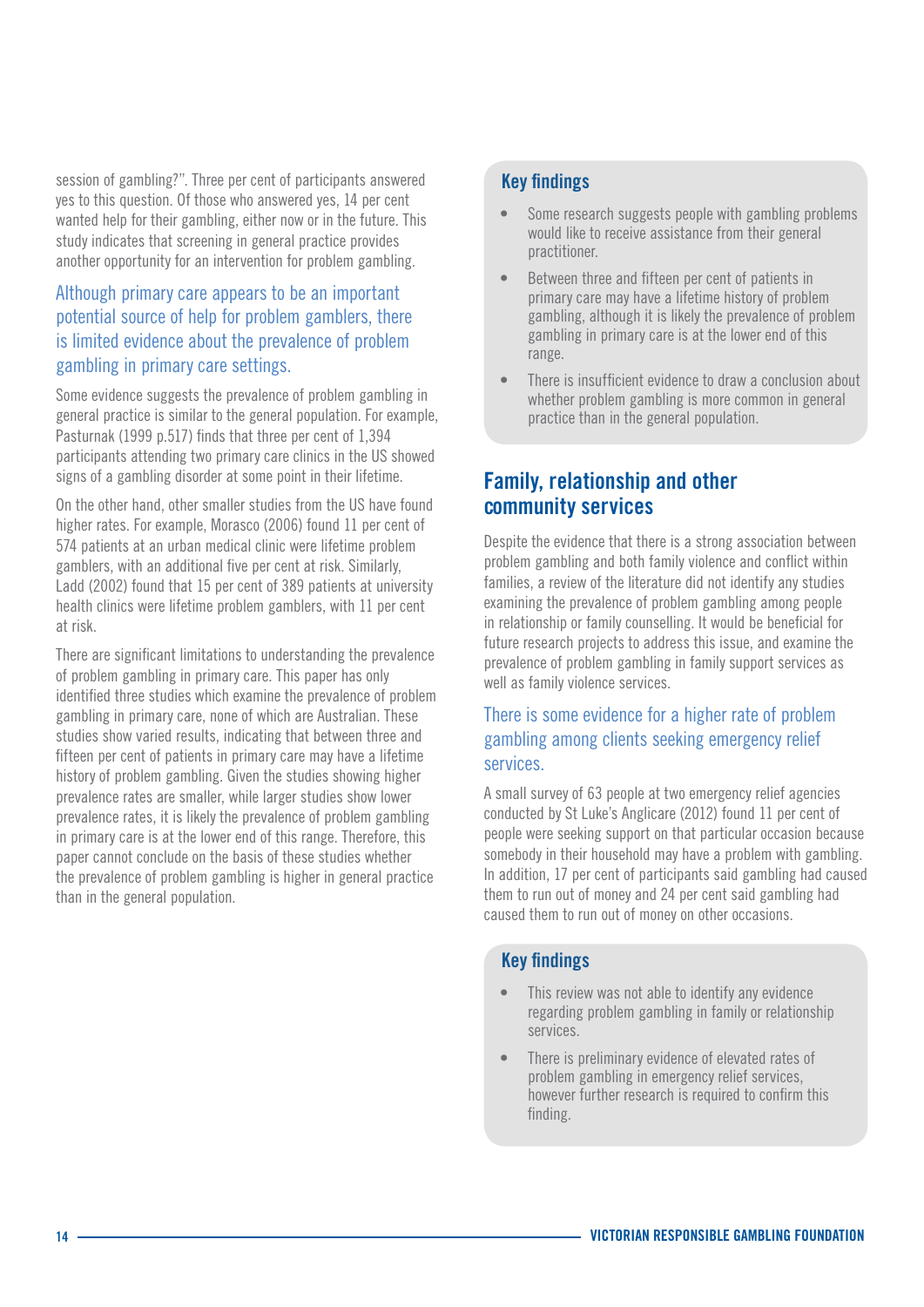session of gambling?". Three per cent of participants answered yes to this question. Of those who answered yes, 14 per cent wanted help for their gambling, either now or in the future. This study indicates that screening in general practice provides another opportunity for an intervention for problem gambling.

### Although primary care appears to be an important potential source of help for problem gamblers, there is limited evidence about the prevalence of problem gambling in primary care settings.

Some evidence suggests the prevalence of problem gambling in general practice is similar to the general population. For example, Pasturnak (1999 p.517) finds that three per cent of 1,394 participants attending two primary care clinics in the US showed signs of a gambling disorder at some point in their lifetime.

On the other hand, other smaller studies from the US have found higher rates. For example, Morasco (2006) found 11 per cent of 574 patients at an urban medical clinic were lifetime problem gamblers, with an additional five per cent at risk. Similarly, Ladd (2002) found that 15 per cent of 389 patients at university health clinics were lifetime problem gamblers, with 11 per cent at risk.

There are significant limitations to understanding the prevalence of problem gambling in primary care. This paper has only identified three studies which examine the prevalence of problem gambling in primary care, none of which are Australian. These studies show varied results, indicating that between three and fifteen per cent of patients in primary care may have a lifetime history of problem gambling. Given the studies showing higher prevalence rates are smaller, while larger studies show lower prevalence rates, it is likely the prevalence of problem gambling in primary care is at the lower end of this range. Therefore, this paper cannot conclude on the basis of these studies whether the prevalence of problem gambling is higher in general practice than in the general population.

### Key findings

- Some research suggests people with gambling problems would like to receive assistance from their general practitioner.
- Between three and fifteen per cent of patients in primary care may have a lifetime history of problem gambling, although it is likely the prevalence of problem gambling in primary care is at the lower end of this range.
- There is insufficient evidence to draw a conclusion about whether problem gambling is more common in general practice than in the general population.

## Family, relationship and other community services

Despite the evidence that there is a strong association between problem gambling and both family violence and conflict within families, a review of the literature did not identify any studies examining the prevalence of problem gambling among people in relationship or family counselling. It would be beneficial for future research projects to address this issue, and examine the prevalence of problem gambling in family support services as well as family violence services.

### There is some evidence for a higher rate of problem gambling among clients seeking emergency relief services.

A small survey of 63 people at two emergency relief agencies conducted by St Luke's Anglicare (2012) found 11 per cent of people were seeking support on that particular occasion because somebody in their household may have a problem with gambling. In addition, 17 per cent of participants said gambling had caused them to run out of money and 24 per cent said gambling had caused them to run out of money on other occasions.

### Key findings

- This review was not able to identify any evidence regarding problem gambling in family or relationship services.
- There is preliminary evidence of elevated rates of problem gambling in emergency relief services, however further research is required to confirm this finding.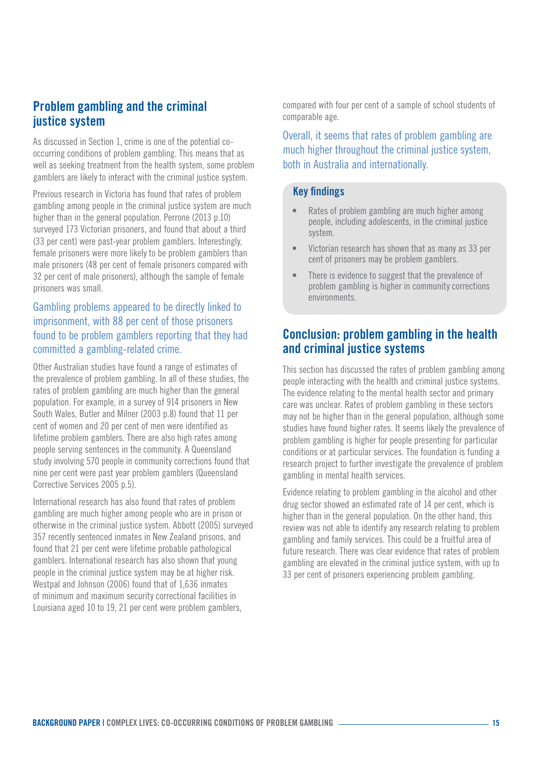## Problem gambling and the criminal justice system

As discussed in Section 1, crime is one of the potential co-occurring conditions of problem gambling. This means that as well as seeking treatment from the health system, some problem gamblers are likely to interact with the criminal justice system.

Previous research in Victoria has found that rates of problem gambling among people in the criminal justice system are much higher than in the general population. Perrone (2013 p.10) surveyed 173 Victorian prisoners, and found that about a third (33 per cent) were past-year problem gamblers. Interestingly, female prisoners were more likely to be problem gamblers than male prisoners (48 per cent of female prisoners compared with 32 per cent of male prisoners), although the sample of female prisoners was small.

> Gambling problems appeared to be directly linked to imprisonment, with 88 per cent of those prisoners found to be problem gamblers reporting that they had committed a gambling-related crime.

Other Australian studies have found a range of estimates of the prevalence of problem gambling. In all of these studies, the rates of problem gambling are much higher than the general population. For example, in a survey of 914 prisoners in New South Wales, Butler and Milner (2003 p.8) found that 11 per cent of women and 20 per cent of men were identified as lifetime problem gamblers. There are also high rates among people serving sentences in the community. A Queensland study involving 570 people in community corrections found that nine per cent were past year problem gamblers (Queensland Corrective Services 2005 p.5).

International research has also found that rates of problem gambling are much higher among people who are in prison or otherwise in the criminal justice system. Abbott (2005) surveyed 357 recently sentenced inmates in New Zealand prisons, and found that 21 per cent were lifetime probable pathological gamblers. International research has also shown that young people in the criminal justice system may be at higher risk. Westpal and Johnson (2006) found that of 1,636 inmates of minimum and maximum security correctional facilities in Louisiana aged 10 to 19, 21 per cent were problem gamblers, compared with four per cent of a sample of school students of comparable age.

> Overall, it seems that rates of problem gambling are much higher throughout the criminal justice system, both in Australia and internationally.

### Key findings

- Rates of problem gambling are much higher among people, including adolescents, in the criminal justice system.
- Victorian research has shown that as many as 33 per cent of prisoners may be problem gamblers.
- There is evidence to suggest that the prevalence of problem gambling is higher in community corrections environments.

## Conclusion: problem gambling in the health and criminal justice systems

This section has discussed the rates of problem gambling among people interacting with the health and criminal justice systems. The evidence relating to the mental health sector and primary care was unclear. Rates of problem gambling in these sectors may not be higher than in the general population, although some studies have found higher rates. It seems likely the prevalence of problem gambling is higher for people presenting for particular conditions or at particular services. The foundation is funding a research project to further investigate the prevalence of problem gambling in mental health services.

Evidence relating to problem gambling in the alcohol and other drug sector showed an estimated rate of 14 per cent, which is higher than in the general population. On the other hand, this review was not able to identify any research relating to problem gambling and family services. This could be a fruitful area of future research. There was clear evidence that rates of problem gambling are elevated in the criminal justice system, with up to 33 per cent of prisoners experiencing problem gambling.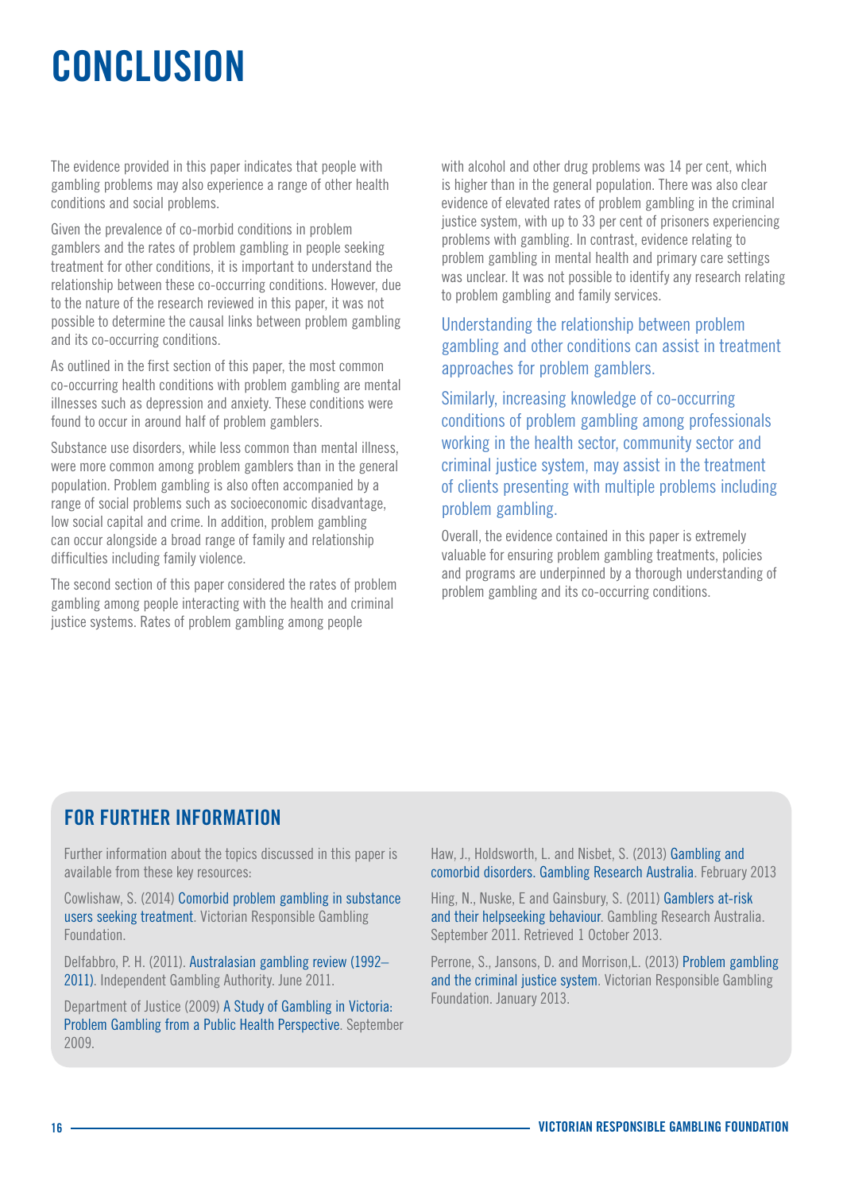# CONCLUSION

The evidence provided in this paper indicates that people with gambling problems may also experience a range of other health conditions and social problems.

Given the prevalence of co-morbid conditions in problem gamblers and the rates of problem gambling in people seeking treatment for other conditions, it is important to understand the relationship between these co-occurring conditions. However, due to the nature of the research reviewed in this paper, it was not possible to determine the causal links between problem gambling and its co-occurring conditions.

As outlined in the first section of this paper, the most common co-occurring health conditions with problem gambling are mental illnesses such as depression and anxiety. These conditions were found to occur in around half of problem gamblers.

Substance use disorders, while less common than mental illness, were more common among problem gamblers than in the general population. Problem gambling is also often accompanied by a range of social problems such as socioeconomic disadvantage, low social capital and crime. In addition, problem gambling can occur alongside a broad range of family and relationship difficulties including family violence.

The second section of this paper considered the rates of problem gambling among people interacting with the health and criminal justice systems. Rates of problem gambling among people with alcohol and other drug problems was 14 per cent, which is higher than in the general population. There was also clear evidence of elevated rates of problem gambling in the criminal justice system, with up to 33 per cent of prisoners experiencing problems with gambling. In contrast, evidence relating to problem gambling in mental health and primary care settings was unclear. It was not possible to identify any research relating to problem gambling and family services.

Understanding the relationship between problem gambling and other conditions can assist in treatment approaches for problem gamblers.

Similarly, increasing knowledge of co-occurring conditions of problem gambling among professionals working in the health sector, community sector and criminal justice system, may assist in the treatment of clients presenting with multiple problems including problem gambling.

Overall, the evidence contained in this paper is extremely valuable for ensuring problem gambling treatments, policies and programs are underpinned by a thorough understanding of problem gambling and its co-occurring conditions.

## FOR FURTHER INFORMATION

Further information about the topics discussed in this paper is available from these key resources:

Cowlishaw, S. (2014) Comorbid problem gambling in substance users seeking treatment. Victorian Responsible Gambling Foundation.

Delfabbro, P. H. (2011). Australasian gambling review (1992–2011). Independent Gambling Authority. June 2011.

Department of Justice (2009) A Study of Gambling in Victoria: Problem Gambling from a Public Health Perspective. September 2009.

Haw, J., Holdsworth, L. and Nisbet, S. (2013) Gambling and comorbid disorders. Gambling Research Australia. February 2013

Hing, N., Nuske, E and Gainsbury, S. (2011) Gamblers at-risk and their helpseeking behaviour. Gambling Research Australia. September 2011. Retrieved 1 October 2013.

Perrone, S., Jansons, D. and Morrison,L. (2013) Problem gambling and the criminal justice system. Victorian Responsible Gambling Foundation. January 2013.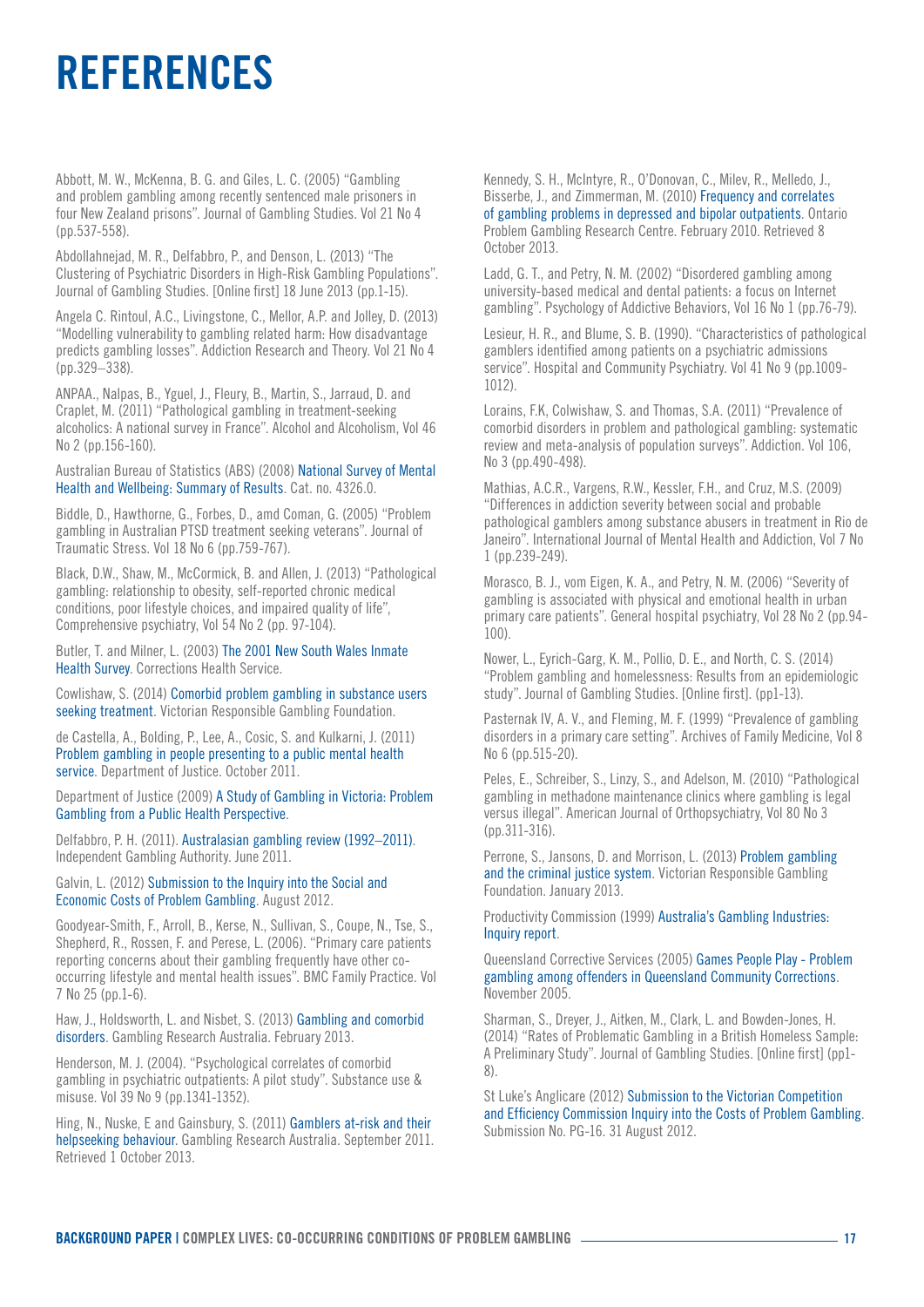# REFERENCES

Abbott, M. W., McKenna, B. G. and Giles, L. C. (2005) "Gambling and problem gambling among recently sentenced male prisoners in four New Zealand prisons". Journal of Gambling Studies. Vol 21 No 4 (pp.537-558).

Abdollahnejad, M. R., Delfabbro, P., and Denson, L. (2013) "The Clustering of Psychiatric Disorders in High-Risk Gambling Populations". Journal of Gambling Studies. [Online first] 18 June 2013 (pp.1-15).

Angela C. Rintoul, A.C., Livingstone, C., Mellor, A.P. and Jolley, D. (2013) "Modelling vulnerability to gambling related harm: How disadvantage predicts gambling losses". Addiction Research and Theory. Vol 21 No 4 (pp.329–338).

ANPAA., Nalpas, B., Yguel, J., Fleury, B., Martin, S., Jarraud, D. and Craplet, M. (2011) "Pathological gambling in treatment-seeking alcoholics: A national survey in France". Alcohol and Alcoholism, Vol 46 No 2 (pp.156-160).

Australian Bureau of Statistics (ABS) (2008) National Survey of Mental Health and Wellbeing: Summary of Results. Cat. no. 4326.0.

Biddle, D., Hawthorne, G., Forbes, D., amd Coman, G. (2005) "Problem gambling in Australian PTSD treatment seeking veterans". Journal of Traumatic Stress. Vol 18 No 6 (pp.759-767).

Black, D.W., Shaw, M., McCormick, B. and Allen, J. (2013) "Pathological gambling: relationship to obesity, self-reported chronic medical conditions, poor lifestyle choices, and impaired quality of life", Comprehensive psychiatry, Vol 54 No 2 (pp. 97-104).

Butler, T. and Milner, L. (2003) The 2001 New South Wales Inmate Health Survey. Corrections Health Service.

Cowlishaw, S. (2014) Comorbid problem gambling in substance users seeking treatment. Victorian Responsible Gambling Foundation.

de Castella, A., Bolding, P., Lee, A., Cosic, S. and Kulkarni, J. (2011) Problem gambling in people presenting to a public mental health service. Department of Justice. October 2011.

Department of Justice (2009) A Study of Gambling in Victoria: Problem Gambling from a Public Health Perspective.

Delfabbro, P. H. (2011). Australasian gambling review (1992–2011). Independent Gambling Authority. June 2011.

Galvin, L. (2012) Submission to the Inquiry into the Social and Economic Costs of Problem Gambling. August 2012.

Goodyear-Smith, F., Arroll, B., Kerse, N., Sullivan, S., Coupe, N., Tse, S., Shepherd, R., Rossen, F. and Perese, L. (2006). "Primary care patients reporting concerns about their gambling frequently have other co-occurring lifestyle and mental health issues". BMC Family Practice. Vol 7 No 25 (pp.1-6).

Haw, J., Holdsworth, L. and Nisbet, S. (2013) Gambling and comorbid disorders. Gambling Research Australia. February 2013.

Henderson, M. J. (2004). "Psychological correlates of comorbid gambling in psychiatric outpatients: A pilot study". Substance use & misuse. Vol 39 No 9 (pp.1341-1352).

Hing, N., Nuske, E and Gainsbury, S. (2011) Gamblers at-risk and their helpseeking behaviour. Gambling Research Australia. September 2011. Retrieved 1 October 2013.

Kennedy, S. H., McIntyre, R., O'Donovan, C., Milev, R., Melledo, J., Bisserbe, J., and Zimmerman, M. (2010) Frequency and correlates of gambling problems in depressed and bipolar outpatients. Ontario Problem Gambling Research Centre. February 2010. Retrieved 8 October 2013.

Ladd, G. T., and Petry, N. M. (2002) "Disordered gambling among university-based medical and dental patients: a focus on Internet gambling". Psychology of Addictive Behaviors, Vol 16 No 1 (pp.76-79).

Lesieur, H. R., and Blume, S. B. (1990). "Characteristics of pathological gamblers identified among patients on a psychiatric admissions service". Hospital and Community Psychiatry. Vol 41 No 9 (pp.1009-1012).

Lorains, F.K, Colwishaw, S. and Thomas, S.A. (2011) "Prevalence of comorbid disorders in problem and pathological gambling: systematic review and meta-analysis of population surveys". Addiction. Vol 106, No 3 (pp.490-498).

Mathias, A.C.R., Vargens, R.W., Kessler, F.H., and Cruz, M.S. (2009) "Differences in addiction severity between social and probable pathological gamblers among substance abusers in treatment in Rio de Janeiro". International Journal of Mental Health and Addiction, Vol 7 No 1 (pp.239-249).

Morasco, B. J., vom Eigen, K. A., and Petry, N. M. (2006) "Severity of gambling is associated with physical and emotional health in urban primary care patients". General hospital psychiatry, Vol 28 No 2 (pp.94-100).

Nower, L., Eyrich-Garg, K. M., Pollio, D. E., and North, C. S. (2014) "Problem gambling and homelessness: Results from an epidemiologic study". Journal of Gambling Studies. [Online first]. (pp1-13).

Pasternak IV, A. V., and Fleming, M. F. (1999) "Prevalence of gambling disorders in a primary care setting". Archives of Family Medicine, Vol 8 No 6 (pp.515-20).

Peles, E., Schreiber, S., Linzy, S., and Adelson, M. (2010) "Pathological gambling in methadone maintenance clinics where gambling is legal versus illegal". American Journal of Orthopsychiatry, Vol 80 No 3 (pp.311-316).

Perrone, S., Jansons, D. and Morrison, L. (2013) Problem gambling and the criminal justice system. Victorian Responsible Gambling Foundation. January 2013.

Productivity Commission (1999) Australia's Gambling Industries: Inquiry report.

Queensland Corrective Services (2005) Games People Play - Problem gambling among offenders in Queensland Community Corrections. November 2005.

Sharman, S., Dreyer, J., Aitken, M., Clark, L. and Bowden-Jones, H. (2014) "Rates of Problematic Gambling in a British Homeless Sample: A Preliminary Study". Journal of Gambling Studies. [Online first] (pp1-8).

St Luke's Anglicare (2012) Submission to the Victorian Competition and Efficiency Commission Inquiry into the Costs of Problem Gambling. Submission No. PG-16. 31 August 2012.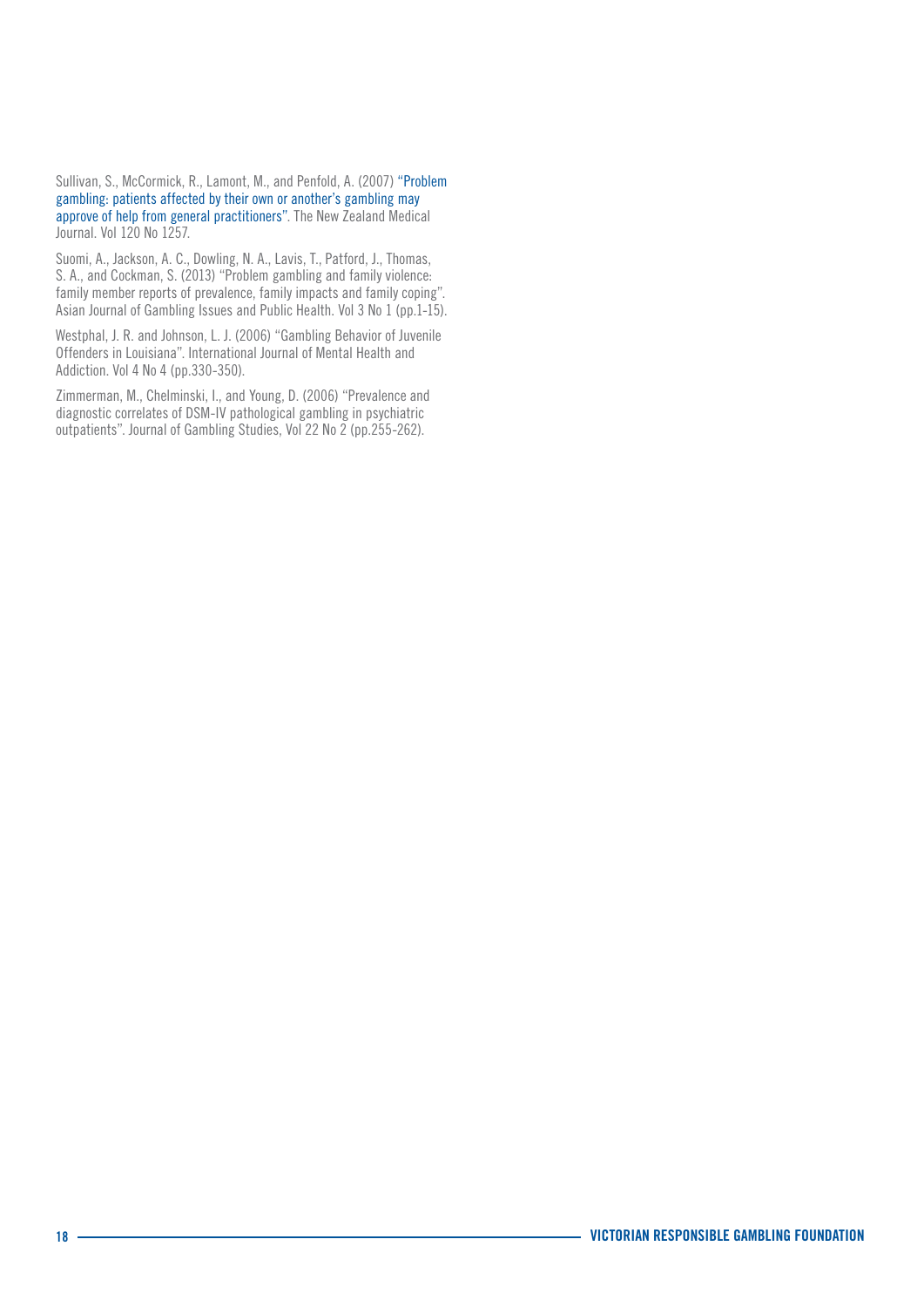Sullivan, S., McCormick, R., Lamont, M., and Penfold, A. (2007) "Problem gambling: patients affected by their own or another's gambling may approve of help from general practitioners". The New Zealand Medical Journal. Vol 120 No 1257.

Suomi, A., Jackson, A. C., Dowling, N. A., Lavis, T., Patford, J., Thomas, S. A., and Cockman, S. (2013) "Problem gambling and family violence: family member reports of prevalence, family impacts and family coping". Asian Journal of Gambling Issues and Public Health. Vol 3 No 1 (pp.1-15).

Westphal, J. R. and Johnson, L. J. (2006) "Gambling Behavior of Juvenile Offenders in Louisiana". International Journal of Mental Health and Addiction. Vol 4 No 4 (pp.330-350).

Zimmerman, M., Chelminski, I., and Young, D. (2006) "Prevalence and diagnostic correlates of DSM-IV pathological gambling in psychiatric outpatients". Journal of Gambling Studies, Vol 22 No 2 (pp.255-262).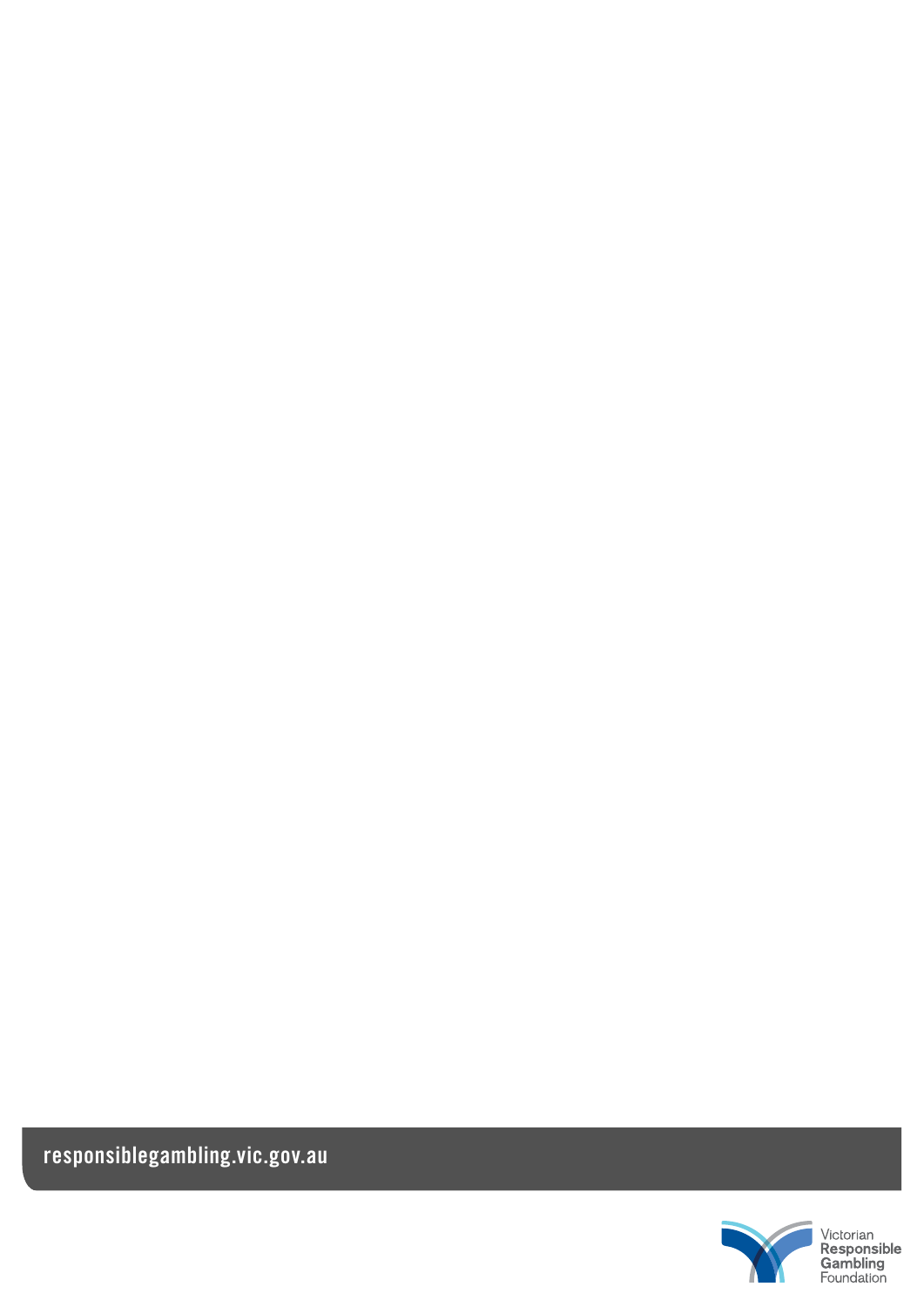responsiblegambling.vic.gov.au

Victorian Responsible Gambling Foundation